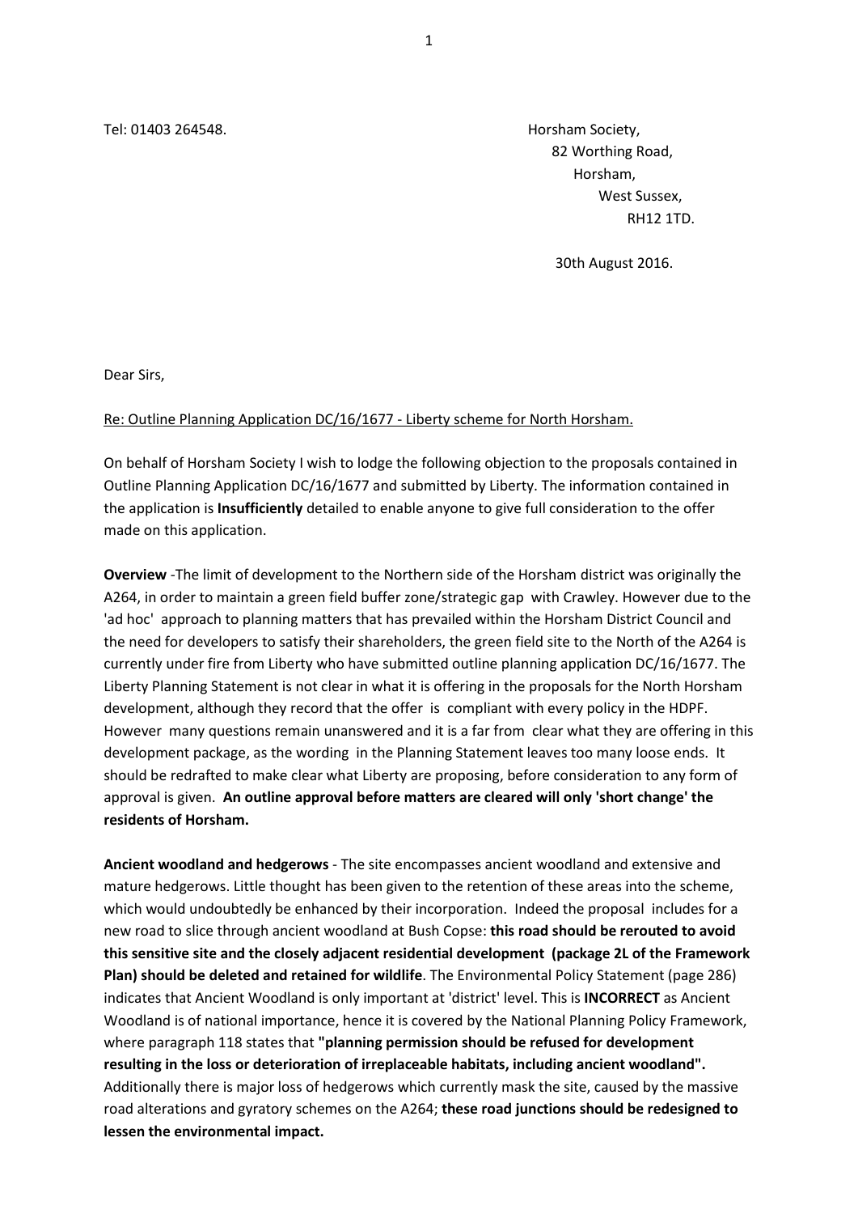Tel: 01403 264548.

Horsham Society,
82 Worthing Road,
Horsham,
West Sussex,
RH12 1TD.

30th August 2016.

Dear Sirs,

Re: Outline Planning Application DC/16/1677 - Liberty scheme for North Horsham.

On behalf of Horsham Society I wish to lodge the following objection to the proposals contained in Outline Planning Application DC/16/1677 and submitted by Liberty. The information contained in the application is **Insufficiently** detailed to enable anyone to give full consideration to the offer made on this application.

**Overview** -The limit of development to the Northern side of the Horsham district was originally the A264, in order to maintain a green field buffer zone/strategic gap with Crawley. However due to the 'ad hoc' approach to planning matters that has prevailed within the Horsham District Council and the need for developers to satisfy their shareholders, the green field site to the North of the A264 is currently under fire from Liberty who have submitted outline planning application DC/16/1677. The Liberty Planning Statement is not clear in what it is offering in the proposals for the North Horsham development, although they record that the offer is compliant with every policy in the HDPF. However many questions remain unanswered and it is a far from clear what they are offering in this development package, as the wording in the Planning Statement leaves too many loose ends. It should be redrafted to make clear what Liberty are proposing, before consideration to any form of approval is given. **An outline approval before matters are cleared will only 'short change' the residents of Horsham.**

**Ancient woodland and hedgerows** - The site encompasses ancient woodland and extensive and mature hedgerows. Little thought has been given to the retention of these areas into the scheme, which would undoubtedly be enhanced by their incorporation. Indeed the proposal includes for a new road to slice through ancient woodland at Bush Copse: **this road should be rerouted to avoid this sensitive site and the closely adjacent residential development (package 2L of the Framework Plan) should be deleted and retained for wildlife**. The Environmental Policy Statement (page 286) indicates that Ancient Woodland is only important at 'district' level. This is **INCORRECT** as Ancient Woodland is of national importance, hence it is covered by the National Planning Policy Framework, where paragraph 118 states that **"planning permission should be refused for development resulting in the loss or deterioration of irreplaceable habitats, including ancient woodland".** Additionally there is major loss of hedgerows which currently mask the site, caused by the massive road alterations and gyratory schemes on the A264; **these road junctions should be redesigned to lessen the environmental impact.**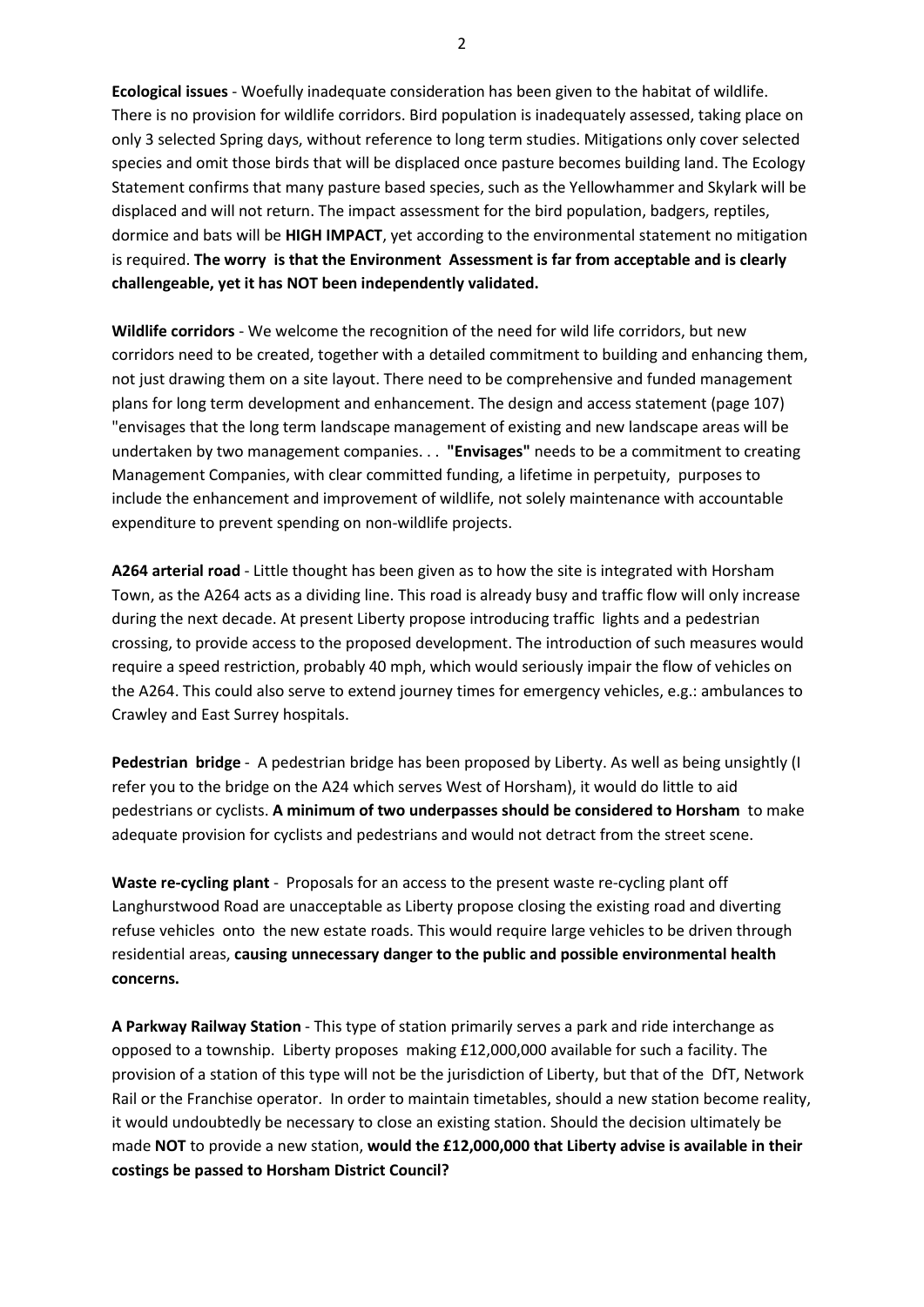**Ecological issues** - Woefully inadequate consideration has been given to the habitat of wildlife. There is no provision for wildlife corridors. Bird population is inadequately assessed, taking place on only 3 selected Spring days, without reference to long term studies. Mitigations only cover selected species and omit those birds that will be displaced once pasture becomes building land. The Ecology Statement confirms that many pasture based species, such as the Yellowhammer and Skylark will be displaced and will not return. The impact assessment for the bird population, badgers, reptiles, dormice and bats will be **HIGH IMPACT**, yet according to the environmental statement no mitigation is required. **The worry is that the Environment Assessment is far from acceptable and is clearly challengeable, yet it has NOT been independently validated.**

**Wildlife corridors** - We welcome the recognition of the need for wild life corridors, but new corridors need to be created, together with a detailed commitment to building and enhancing them, not just drawing them on a site layout. There need to be comprehensive and funded management plans for long term development and enhancement. The design and access statement (page 107) "envisages that the long term landscape management of existing and new landscape areas will be undertaken by two management companies. . . **"Envisages"** needs to be a commitment to creating Management Companies, with clear committed funding, a lifetime in perpetuity, purposes to include the enhancement and improvement of wildlife, not solely maintenance with accountable expenditure to prevent spending on non-wildlife projects.

**A264 arterial road** - Little thought has been given as to how the site is integrated with Horsham Town, as the A264 acts as a dividing line. This road is already busy and traffic flow will only increase during the next decade. At present Liberty propose introducing traffic lights and a pedestrian crossing, to provide access to the proposed development. The introduction of such measures would require a speed restriction, probably 40 mph, which would seriously impair the flow of vehicles on the A264. This could also serve to extend journey times for emergency vehicles, e.g.: ambulances to Crawley and East Surrey hospitals.

**Pedestrian bridge** - A pedestrian bridge has been proposed by Liberty. As well as being unsightly (I refer you to the bridge on the A24 which serves West of Horsham), it would do little to aid pedestrians or cyclists. **A minimum of two underpasses should be considered to Horsham** to make adequate provision for cyclists and pedestrians and would not detract from the street scene.

**Waste re-cycling plant** - Proposals for an access to the present waste re-cycling plant off Langhurstwood Road are unacceptable as Liberty propose closing the existing road and diverting refuse vehicles onto the new estate roads. This would require large vehicles to be driven through residential areas, **causing unnecessary danger to the public and possible environmental health concerns.**

**A Parkway Railway Station** - This type of station primarily serves a park and ride interchange as opposed to a township. Liberty proposes making £12,000,000 available for such a facility. The provision of a station of this type will not be the jurisdiction of Liberty, but that of the DfT, Network Rail or the Franchise operator. In order to maintain timetables, should a new station become reality, it would undoubtedly be necessary to close an existing station. Should the decision ultimately be made **NOT** to provide a new station, **would the £12,000,000 that Liberty advise is available in their costings be passed to Horsham District Council?**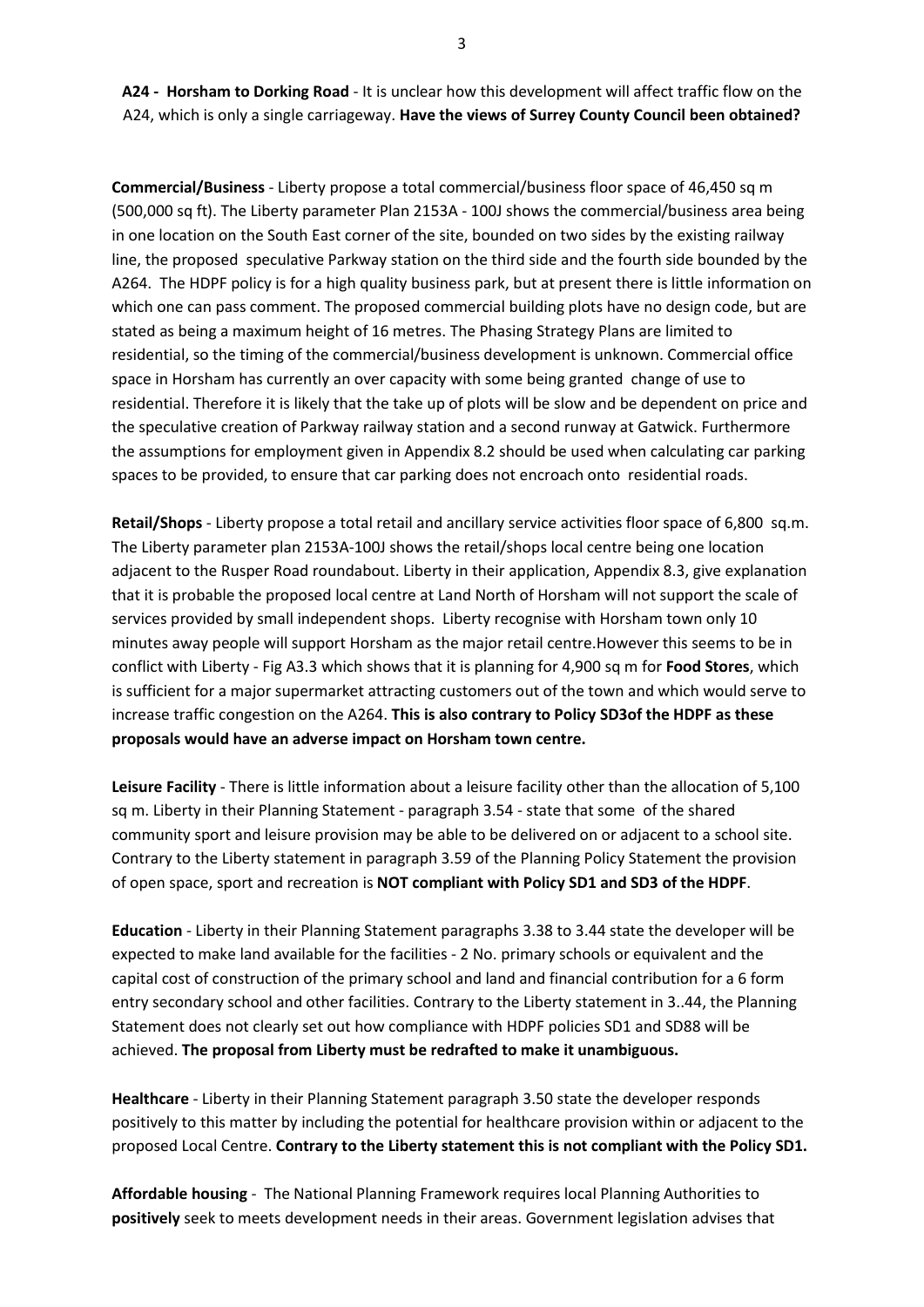**A24 - Horsham to Dorking Road** - It is unclear how this development will affect traffic flow on the A24, which is only a single carriageway. **Have the views of Surrey County Council been obtained?**

**Commercial/Business** - Liberty propose a total commercial/business floor space of 46,450 sq m (500,000 sq ft). The Liberty parameter Plan 2153A - 100J shows the commercial/business area being in one location on the South East corner of the site, bounded on two sides by the existing railway line, the proposed speculative Parkway station on the third side and the fourth side bounded by the A264. The HDPF policy is for a high quality business park, but at present there is little information on which one can pass comment. The proposed commercial building plots have no design code, but are stated as being a maximum height of 16 metres. The Phasing Strategy Plans are limited to residential, so the timing of the commercial/business development is unknown. Commercial office space in Horsham has currently an over capacity with some being granted change of use to residential. Therefore it is likely that the take up of plots will be slow and be dependent on price and the speculative creation of Parkway railway station and a second runway at Gatwick. Furthermore the assumptions for employment given in Appendix 8.2 should be used when calculating car parking spaces to be provided, to ensure that car parking does not encroach onto residential roads.

**Retail/Shops** - Liberty propose a total retail and ancillary service activities floor space of 6,800 sq.m. The Liberty parameter plan 2153A-100J shows the retail/shops local centre being one location adjacent to the Rusper Road roundabout. Liberty in their application, Appendix 8.3, give explanation that it is probable the proposed local centre at Land North of Horsham will not support the scale of services provided by small independent shops. Liberty recognise with Horsham town only 10 minutes away people will support Horsham as the major retail centre.However this seems to be in conflict with Liberty - Fig A3.3 which shows that it is planning for 4,900 sq m for **Food Stores**, which is sufficient for a major supermarket attracting customers out of the town and which would serve to increase traffic congestion on the A264. **This is also contrary to Policy SD3of the HDPF as these proposals would have an adverse impact on Horsham town centre.**

**Leisure Facility** - There is little information about a leisure facility other than the allocation of 5,100 sq m. Liberty in their Planning Statement - paragraph 3.54 - state that some of the shared community sport and leisure provision may be able to be delivered on or adjacent to a school site. Contrary to the Liberty statement in paragraph 3.59 of the Planning Policy Statement the provision of open space, sport and recreation is **NOT compliant with Policy SD1 and SD3 of the HDPF**.

**Education** - Liberty in their Planning Statement paragraphs 3.38 to 3.44 state the developer will be expected to make land available for the facilities - 2 No. primary schools or equivalent and the capital cost of construction of the primary school and land and financial contribution for a 6 form entry secondary school and other facilities. Contrary to the Liberty statement in 3..44, the Planning Statement does not clearly set out how compliance with HDPF policies SD1 and SD88 will be achieved. **The proposal from Liberty must be redrafted to make it unambiguous.**

**Healthcare** - Liberty in their Planning Statement paragraph 3.50 state the developer responds positively to this matter by including the potential for healthcare provision within or adjacent to the proposed Local Centre. **Contrary to the Liberty statement this is not compliant with the Policy SD1.**

**Affordable housing** - The National Planning Framework requires local Planning Authorities to **positively** seek to meets development needs in their areas. Government legislation advises that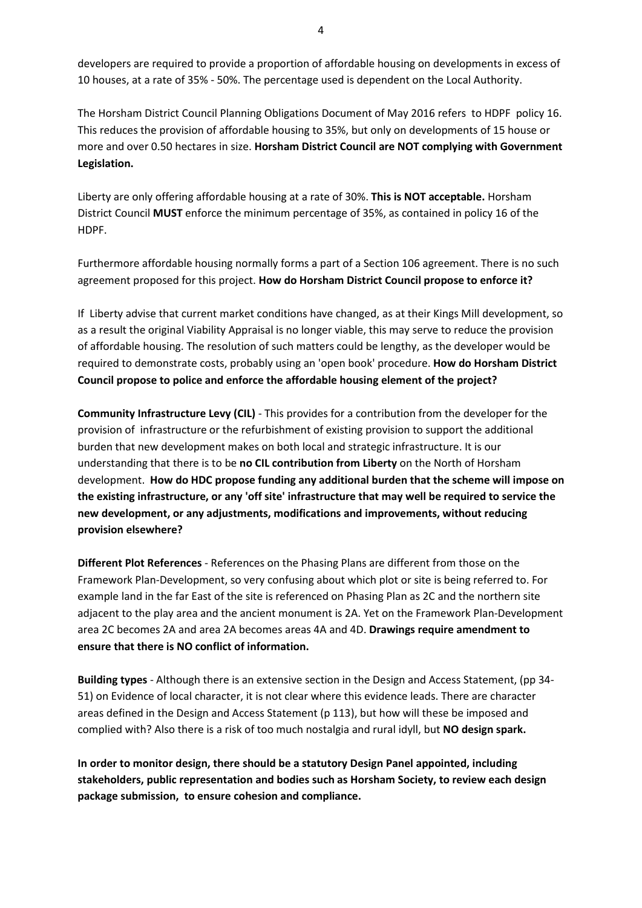developers are required to provide a proportion of affordable housing on developments in excess of 10 houses, at a rate of 35% - 50%. The percentage used is dependent on the Local Authority.

The Horsham District Council Planning Obligations Document of May 2016 refers to HDPF policy 16. This reduces the provision of affordable housing to 35%, but only on developments of 15 house or more and over 0.50 hectares in size. **Horsham District Council are NOT complying with Government Legislation.**

Liberty are only offering affordable housing at a rate of 30%. **This is NOT acceptable.** Horsham District Council **MUST** enforce the minimum percentage of 35%, as contained in policy 16 of the HDPF.

Furthermore affordable housing normally forms a part of a Section 106 agreement. There is no such agreement proposed for this project. **How do Horsham District Council propose to enforce it?**

If Liberty advise that current market conditions have changed, as at their Kings Mill development, so as a result the original Viability Appraisal is no longer viable, this may serve to reduce the provision of affordable housing. The resolution of such matters could be lengthy, as the developer would be required to demonstrate costs, probably using an 'open book' procedure. **How do Horsham District Council propose to police and enforce the affordable housing element of the project?**

**Community Infrastructure Levy (CIL)** - This provides for a contribution from the developer for the provision of infrastructure or the refurbishment of existing provision to support the additional burden that new development makes on both local and strategic infrastructure. It is our understanding that there is to be **no CIL contribution from Liberty** on the North of Horsham development. **How do HDC propose funding any additional burden that the scheme will impose on the existing infrastructure, or any 'off site' infrastructure that may well be required to service the new development, or any adjustments, modifications and improvements, without reducing provision elsewhere?**

**Different Plot References** - References on the Phasing Plans are different from those on the Framework Plan-Development, so very confusing about which plot or site is being referred to. For example land in the far East of the site is referenced on Phasing Plan as 2C and the northern site adjacent to the play area and the ancient monument is 2A. Yet on the Framework Plan-Development area 2C becomes 2A and area 2A becomes areas 4A and 4D. **Drawings require amendment to ensure that there is NO conflict of information.**

**Building types** - Although there is an extensive section in the Design and Access Statement, (pp 34-51) on Evidence of local character, it is not clear where this evidence leads. There are character areas defined in the Design and Access Statement (p 113), but how will these be imposed and complied with? Also there is a risk of too much nostalgia and rural idyll, but **NO design spark.**

**In order to monitor design, there should be a statutory Design Panel appointed, including stakeholders, public representation and bodies such as Horsham Society, to review each design package submission, to ensure cohesion and compliance.**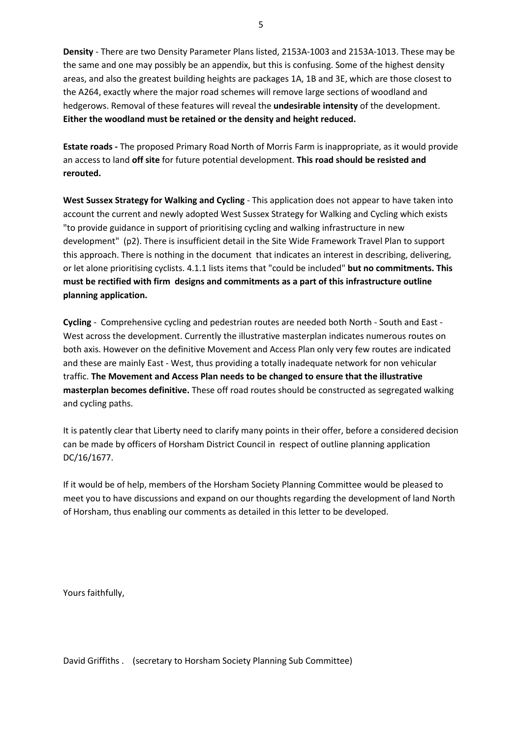**Density** - There are two Density Parameter Plans listed, 2153A-1003 and 2153A-1013. These may be the same and one may possibly be an appendix, but this is confusing. Some of the highest density areas, and also the greatest building heights are packages 1A, 1B and 3E, which are those closest to the A264, exactly where the major road schemes will remove large sections of woodland and hedgerows. Removal of these features will reveal the **undesirable intensity** of the development. **Either the woodland must be retained or the density and height reduced.**

**Estate roads -** The proposed Primary Road North of Morris Farm is inappropriate, as it would provide an access to land **off site** for future potential development. **This road should be resisted and rerouted.**

**West Sussex Strategy for Walking and Cycling** - This application does not appear to have taken into account the current and newly adopted West Sussex Strategy for Walking and Cycling which exists "to provide guidance in support of prioritising cycling and walking infrastructure in new development" (p2). There is insufficient detail in the Site Wide Framework Travel Plan to support this approach. There is nothing in the document that indicates an interest in describing, delivering, or let alone prioritising cyclists. 4.1.1 lists items that "could be included" **but no commitments. This must be rectified with firm designs and commitments as a part of this infrastructure outline planning application.**

**Cycling** - Comprehensive cycling and pedestrian routes are needed both North - South and East - West across the development. Currently the illustrative masterplan indicates numerous routes on both axis. However on the definitive Movement and Access Plan only very few routes are indicated and these are mainly East - West, thus providing a totally inadequate network for non vehicular traffic. **The Movement and Access Plan needs to be changed to ensure that the illustrative masterplan becomes definitive.** These off road routes should be constructed as segregated walking and cycling paths.

It is patently clear that Liberty need to clarify many points in their offer, before a considered decision can be made by officers of Horsham District Council in respect of outline planning application DC/16/1677.

If it would be of help, members of the Horsham Society Planning Committee would be pleased to meet you to have discussions and expand on our thoughts regarding the development of land North of Horsham, thus enabling our comments as detailed in this letter to be developed.

Yours faithfully,

David Griffiths . (secretary to Horsham Society Planning Sub Committee)